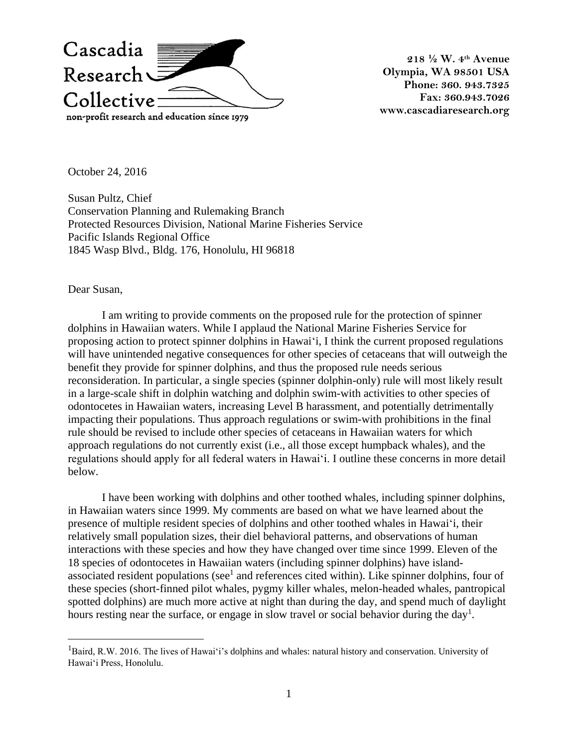Cascadia Research Collective

non-profit research and education since 1979

218 ½ W. 4th Avenue
Olympia, WA 98501 USA
Phone: 360. 943.7325
Fax: 360.943.7026
www.cascadiaresearch.org

October 24, 2016

Susan Pultz, Chief
Conservation Planning and Rulemaking Branch
Protected Resources Division, National Marine Fisheries Service
Pacific Islands Regional Office
1845 Wasp Blvd., Bldg. 176, Honolulu, HI 96818

Dear Susan,

I am writing to provide comments on the proposed rule for the protection of spinner dolphins in Hawaiian waters. While I applaud the National Marine Fisheries Service for proposing action to protect spinner dolphins in Hawai‘i, I think the current proposed regulations will have unintended negative consequences for other species of cetaceans that will outweigh the benefit they provide for spinner dolphins, and thus the proposed rule needs serious reconsideration. In particular, a single species (spinner dolphin-only) rule will most likely result in a large-scale shift in dolphin watching and dolphin swim-with activities to other species of odontocetes in Hawaiian waters, increasing Level B harassment, and potentially detrimentally impacting their populations. Thus approach regulations or swim-with prohibitions in the final rule should be revised to include other species of cetaceans in Hawaiian waters for which approach regulations do not currently exist (i.e., all those except humpback whales), and the regulations should apply for all federal waters in Hawai‘i. I outline these concerns in more detail below.

I have been working with dolphins and other toothed whales, including spinner dolphins, in Hawaiian waters since 1999. My comments are based on what we have learned about the presence of multiple resident species of dolphins and other toothed whales in Hawai‘i, their relatively small population sizes, their diel behavioral patterns, and observations of human interactions with these species and how they have changed over time since 1999. Eleven of the 18 species of odontocetes in Hawaiian waters (including spinner dolphins) have island-associated resident populations (see[1] and references cited within). Like spinner dolphins, four of these species (short-finned pilot whales, pygmy killer whales, melon-headed whales, pantropical spotted dolphins) are much more active at night than during the day, and spend much of daylight hours resting near the surface, or engage in slow travel or social behavior during the day[1].

[1] Baird, R.W. 2016. The lives of Hawai‘i's dolphins and whales: natural history and conservation. University of Hawai‘i Press, Honolulu.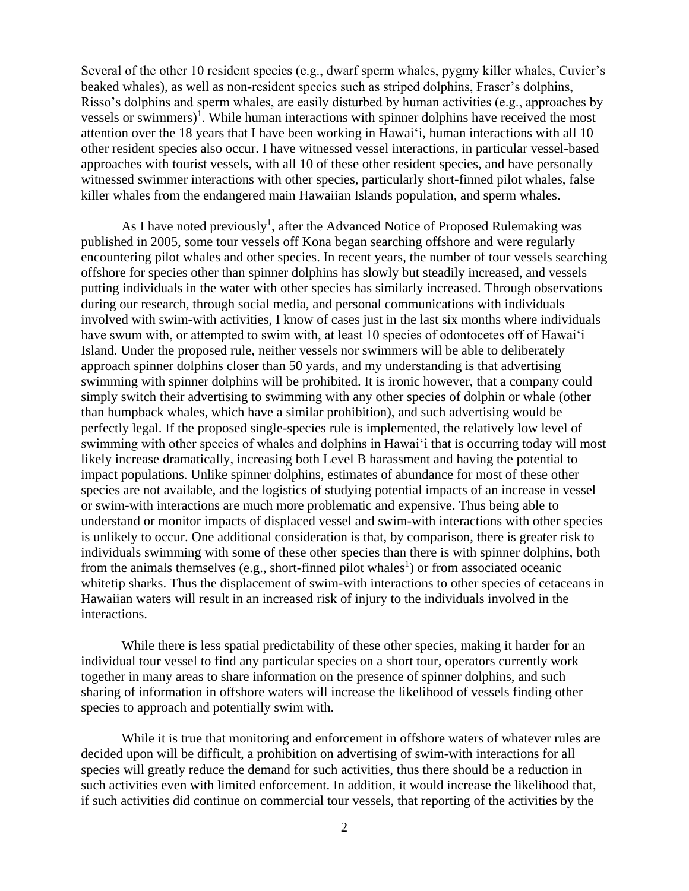Several of the other 10 resident species (e.g., dwarf sperm whales, pygmy killer whales, Cuvier's beaked whales), as well as non-resident species such as striped dolphins, Fraser's dolphins, Risso's dolphins and sperm whales, are easily disturbed by human activities (e.g., approaches by vessels or swimmers)[1]. While human interactions with spinner dolphins have received the most attention over the 18 years that I have been working in Hawai'i, human interactions with all 10 other resident species also occur. I have witnessed vessel interactions, in particular vessel-based approaches with tourist vessels, with all 10 of these other resident species, and have personally witnessed swimmer interactions with other species, particularly short-finned pilot whales, false killer whales from the endangered main Hawaiian Islands population, and sperm whales.

As I have noted previously[1], after the Advanced Notice of Proposed Rulemaking was published in 2005, some tour vessels off Kona began searching offshore and were regularly encountering pilot whales and other species. In recent years, the number of tour vessels searching offshore for species other than spinner dolphins has slowly but steadily increased, and vessels putting individuals in the water with other species has similarly increased. Through observations during our research, through social media, and personal communications with individuals involved with swim-with activities, I know of cases just in the last six months where individuals have swum with, or attempted to swim with, at least 10 species of odontocetes off of Hawai'i Island. Under the proposed rule, neither vessels nor swimmers will be able to deliberately approach spinner dolphins closer than 50 yards, and my understanding is that advertising swimming with spinner dolphins will be prohibited. It is ironic however, that a company could simply switch their advertising to swimming with any other species of dolphin or whale (other than humpback whales, which have a similar prohibition), and such advertising would be perfectly legal. If the proposed single-species rule is implemented, the relatively low level of swimming with other species of whales and dolphins in Hawai'i that is occurring today will most likely increase dramatically, increasing both Level B harassment and having the potential to impact populations. Unlike spinner dolphins, estimates of abundance for most of these other species are not available, and the logistics of studying potential impacts of an increase in vessel or swim-with interactions are much more problematic and expensive. Thus being able to understand or monitor impacts of displaced vessel and swim-with interactions with other species is unlikely to occur. One additional consideration is that, by comparison, there is greater risk to individuals swimming with some of these other species than there is with spinner dolphins, both from the animals themselves (e.g., short-finned pilot whales[1]) or from associated oceanic whitetip sharks. Thus the displacement of swim-with interactions to other species of cetaceans in Hawaiian waters will result in an increased risk of injury to the individuals involved in the interactions.

While there is less spatial predictability of these other species, making it harder for an individual tour vessel to find any particular species on a short tour, operators currently work together in many areas to share information on the presence of spinner dolphins, and such sharing of information in offshore waters will increase the likelihood of vessels finding other species to approach and potentially swim with.

While it is true that monitoring and enforcement in offshore waters of whatever rules are decided upon will be difficult, a prohibition on advertising of swim-with interactions for all species will greatly reduce the demand for such activities, thus there should be a reduction in such activities even with limited enforcement. In addition, it would increase the likelihood that, if such activities did continue on commercial tour vessels, that reporting of the activities by the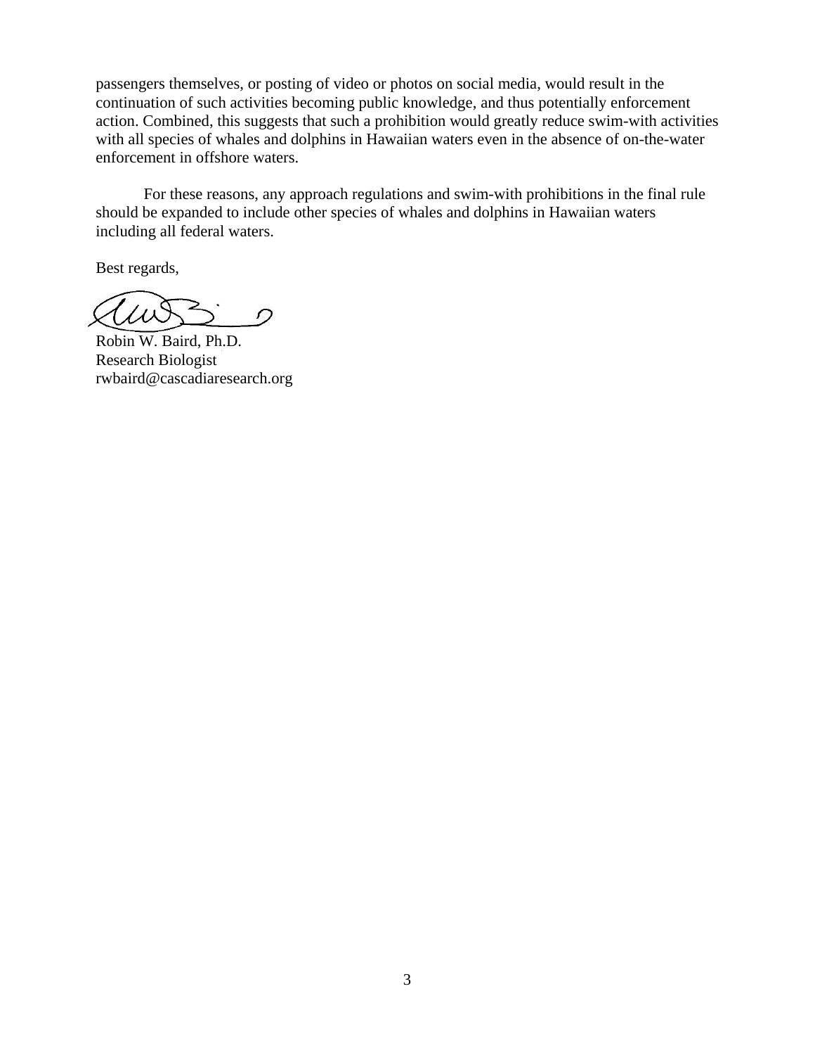passengers themselves, or posting of video or photos on social media, would result in the continuation of such activities becoming public knowledge, and thus potentially enforcement action. Combined, this suggests that such a prohibition would greatly reduce swim-with activities with all species of whales and dolphins in Hawaiian waters even in the absence of on-the-water enforcement in offshore waters.

For these reasons, any approach regulations and swim-with prohibitions in the final rule should be expanded to include other species of whales and dolphins in Hawaiian waters including all federal waters.

Best regards,

Robin W. Baird, Ph.D.
Research Biologist
rwbaird@cascadiaresearch.org